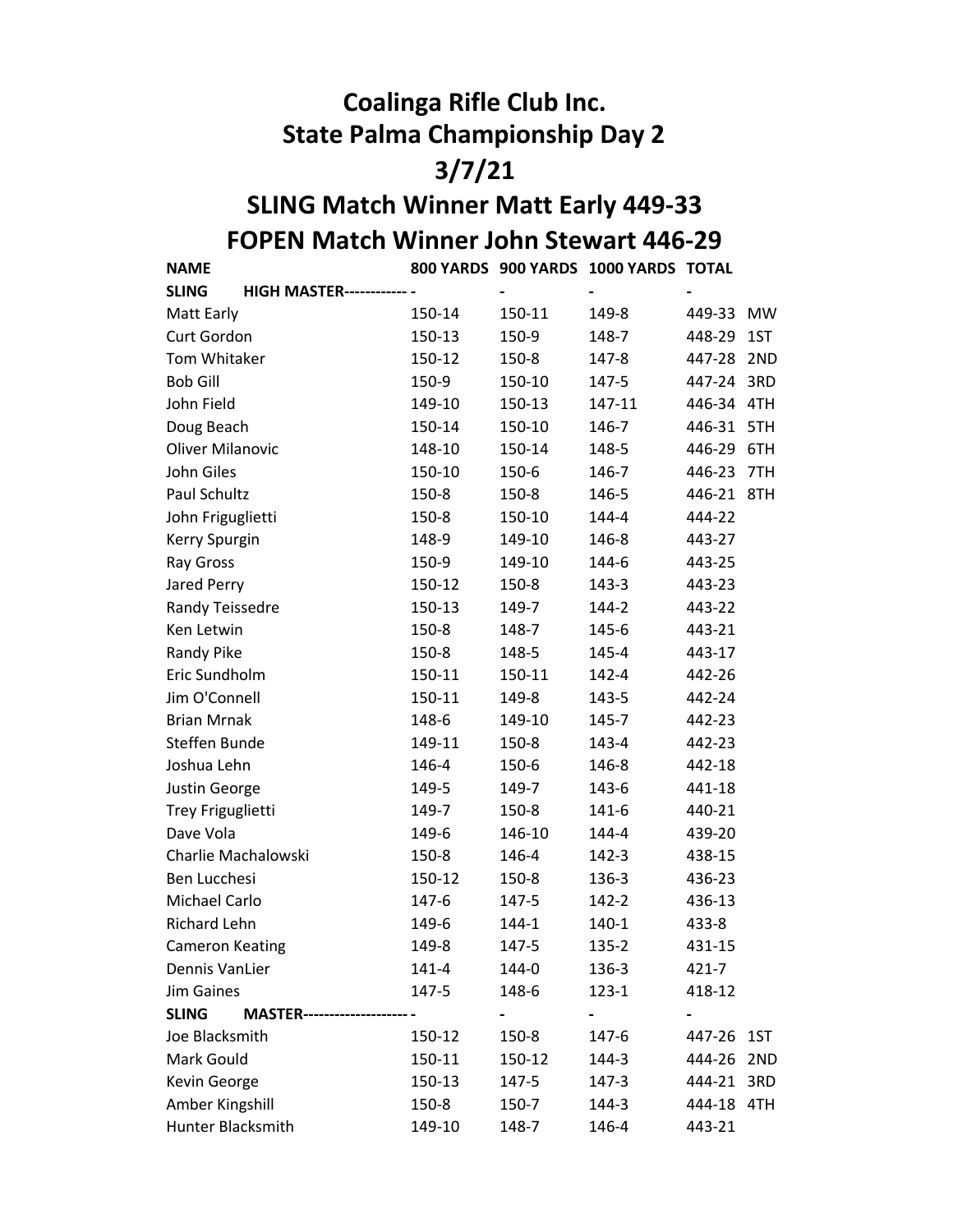# Coalinga Rifle Club Inc.
# State Palma Championship Day 2
# 3/7/21
## SLING Match Winner Matt Early 449-33
## FOPEN Match Winner John Stewart 446-29

| NAME | 800 YARDS | 900 YARDS | 1000 YARDS | TOTAL | |
|---|---|---|---|---|---|
| **SLING HIGH MASTER------------** | - | - | - | - | |
| Matt Early | 150-14 | 150-11 | 149-8 | 449-33 | MW |
| Curt Gordon | 150-13 | 150-9 | 148-7 | 448-29 | 1ST |
| Tom Whitaker | 150-12 | 150-8 | 147-8 | 447-28 | 2ND |
| Bob Gill | 150-9 | 150-10 | 147-5 | 447-24 | 3RD |
| John Field | 149-10 | 150-13 | 147-11 | 446-34 | 4TH |
| Doug Beach | 150-14 | 150-10 | 146-7 | 446-31 | 5TH |
| Oliver Milanovic | 148-10 | 150-14 | 148-5 | 446-29 | 6TH |
| John Giles | 150-10 | 150-6 | 146-7 | 446-23 | 7TH |
| Paul Schultz | 150-8 | 150-8 | 146-5 | 446-21 | 8TH |
| John Frigulietti | 150-8 | 150-10 | 144-4 | 444-22 | |
| Kerry Spurgin | 148-9 | 149-10 | 146-8 | 443-27 | |
| Ray Gross | 150-9 | 149-10 | 144-6 | 443-25 | |
| Jared Perry | 150-12 | 150-8 | 143-3 | 443-23 | |
| Randy Teissedre | 150-13 | 149-7 | 144-2 | 443-22 | |
| Ken Letwin | 150-8 | 148-7 | 145-6 | 443-21 | |
| Randy Pike | 150-8 | 148-5 | 145-4 | 443-17 | |
| Eric Sundholm | 150-11 | 150-11 | 142-4 | 442-26 | |
| Jim O'Connell | 150-11 | 149-8 | 143-5 | 442-24 | |
| Brian Mrnak | 148-6 | 149-10 | 145-7 | 442-23 | |
| Steffen Bunde | 149-11 | 150-8 | 143-4 | 442-23 | |
| Joshua Lehn | 146-4 | 150-6 | 146-8 | 442-18 | |
| Justin George | 149-5 | 149-7 | 143-6 | 441-18 | |
| Trey Frigulietti | 149-7 | 150-8 | 141-6 | 440-21 | |
| Dave Vola | 149-6 | 146-10 | 144-4 | 439-20 | |
| Charlie Machalowski | 150-8 | 146-4 | 142-3 | 438-15 | |
| Ben Lucchesi | 150-12 | 150-8 | 136-3 | 436-23 | |
| Michael Carlo | 147-6 | 147-5 | 142-2 | 436-13 | |
| Richard Lehn | 149-6 | 144-1 | 140-1 | 433-8 | |
| Cameron Keating | 149-8 | 147-5 | 135-2 | 431-15 | |
| Dennis VanLier | 141-4 | 144-0 | 136-3 | 421-7 | |
| Jim Gaines | 147-5 | 148-6 | 123-1 | 418-12 | |
| **SLING MASTER--------------------** | - | - | - | - | |
| Joe Blacksmith | 150-12 | 150-8 | 147-6 | 447-26 | 1ST |
| Mark Gould | 150-11 | 150-12 | 144-3 | 444-26 | 2ND |
| Kevin George | 150-13 | 147-5 | 147-3 | 444-21 | 3RD |
| Amber Kingshill | 150-8 | 150-7 | 144-3 | 444-18 | 4TH |
| Hunter Blacksmith | 149-10 | 148-7 | 146-4 | 443-21 | |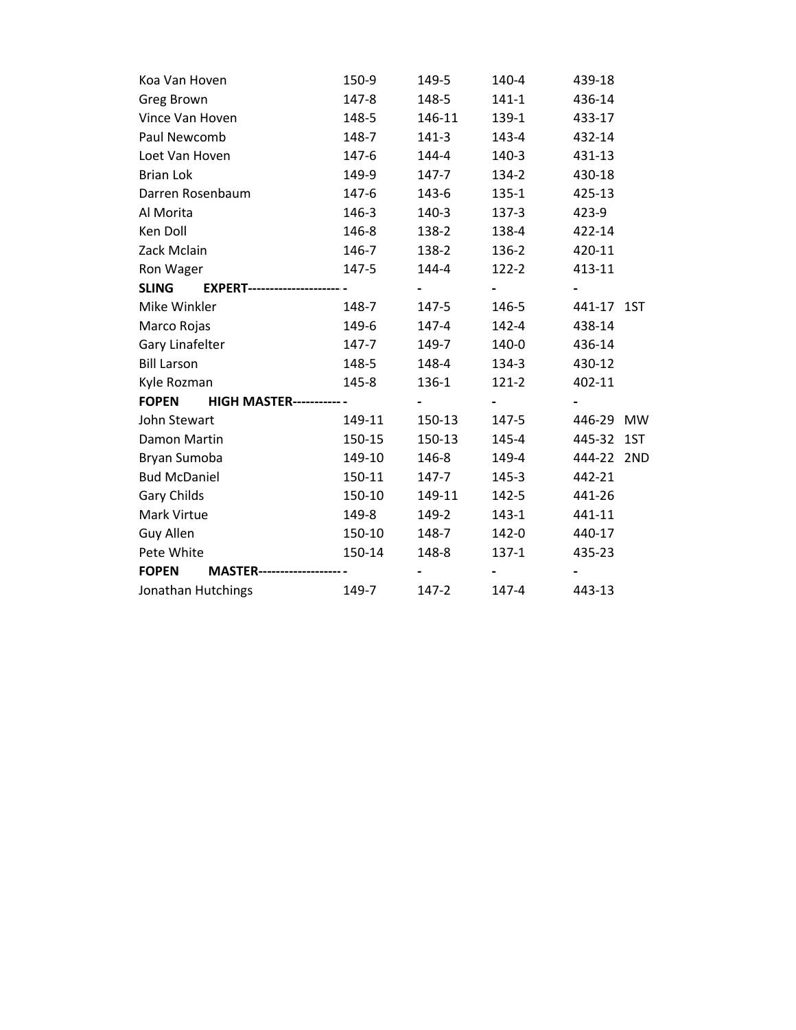| | | | | | |
|---|---|---|---|---|---|
| Koa Van Hoven | 150-9 | 149-5 | 140-4 | 439-18 | |
| Greg Brown | 147-8 | 148-5 | 141-1 | 436-14 | |
| Vince Van Hoven | 148-5 | 146-11 | 139-1 | 433-17 | |
| Paul Newcomb | 148-7 | 141-3 | 143-4 | 432-14 | |
| Loet Van Hoven | 147-6 | 144-4 | 140-3 | 431-13 | |
| Brian Lok | 149-9 | 147-7 | 134-2 | 430-18 | |
| Darren Rosenbaum | 147-6 | 143-6 | 135-1 | 425-13 | |
| Al Morita | 146-3 | 140-3 | 137-3 | 423-9 | |
| Ken Doll | 146-8 | 138-2 | 138-4 | 422-14 | |
| Zack Mclain | 146-7 | 138-2 | 136-2 | 420-11 | |
| Ron Wager | 147-5 | 144-4 | 122-2 | 413-11 | |
| **SLING EXPERT---------------------** | - | - | - | - | |
| Mike Winkler | 148-7 | 147-5 | 146-5 | 441-17 | 1ST |
| Marco Rojas | 149-6 | 147-4 | 142-4 | 438-14 | |
| Gary Linafelter | 147-7 | 149-7 | 140-0 | 436-14 | |
| Bill Larson | 148-5 | 148-4 | 134-3 | 430-12 | |
| Kyle Rozman | 145-8 | 136-1 | 121-2 | 402-11 | |
| **FOPEN HIGH MASTER-----------** | - | - | - | - | |
| John Stewart | 149-11 | 150-13 | 147-5 | 446-29 | MW |
| Damon Martin | 150-15 | 150-13 | 145-4 | 445-32 | 1ST |
| Bryan Sumoba | 149-10 | 146-8 | 149-4 | 444-22 | 2ND |
| Bud McDaniel | 150-11 | 147-7 | 145-3 | 442-21 | |
| Gary Childs | 150-10 | 149-11 | 142-5 | 441-26 | |
| Mark Virtue | 149-8 | 149-2 | 143-1 | 441-11 | |
| Guy Allen | 150-10 | 148-7 | 142-0 | 440-17 | |
| Pete White | 150-14 | 148-8 | 137-1 | 435-23 | |
| **FOPEN MASTER-------------------** | - | - | - | - | |
| Jonathan Hutchings | 149-7 | 147-2 | 147-4 | 443-13 | |